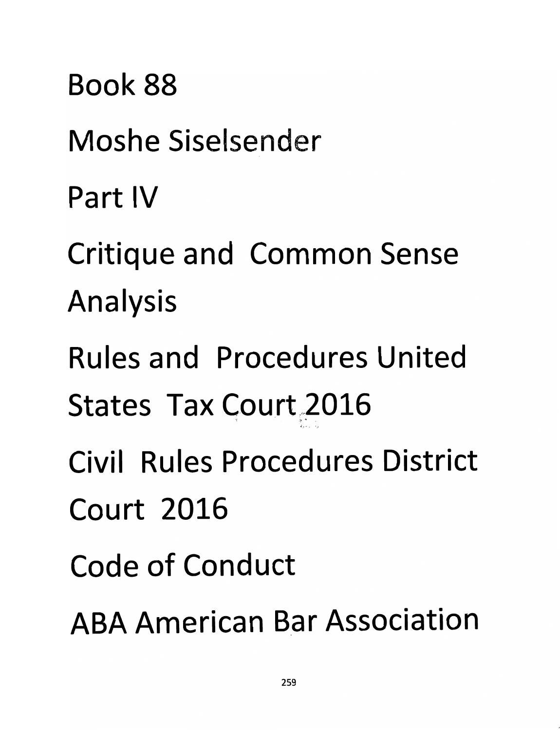# Book 88

## Moshe Siselsender

## Part IV

## Critique and Common Sense Analysis

Rules and Procedures United States Tax Court 2016

Civil Rules Procedures District Court 2016

Code of Conduct

ABA American Bar Association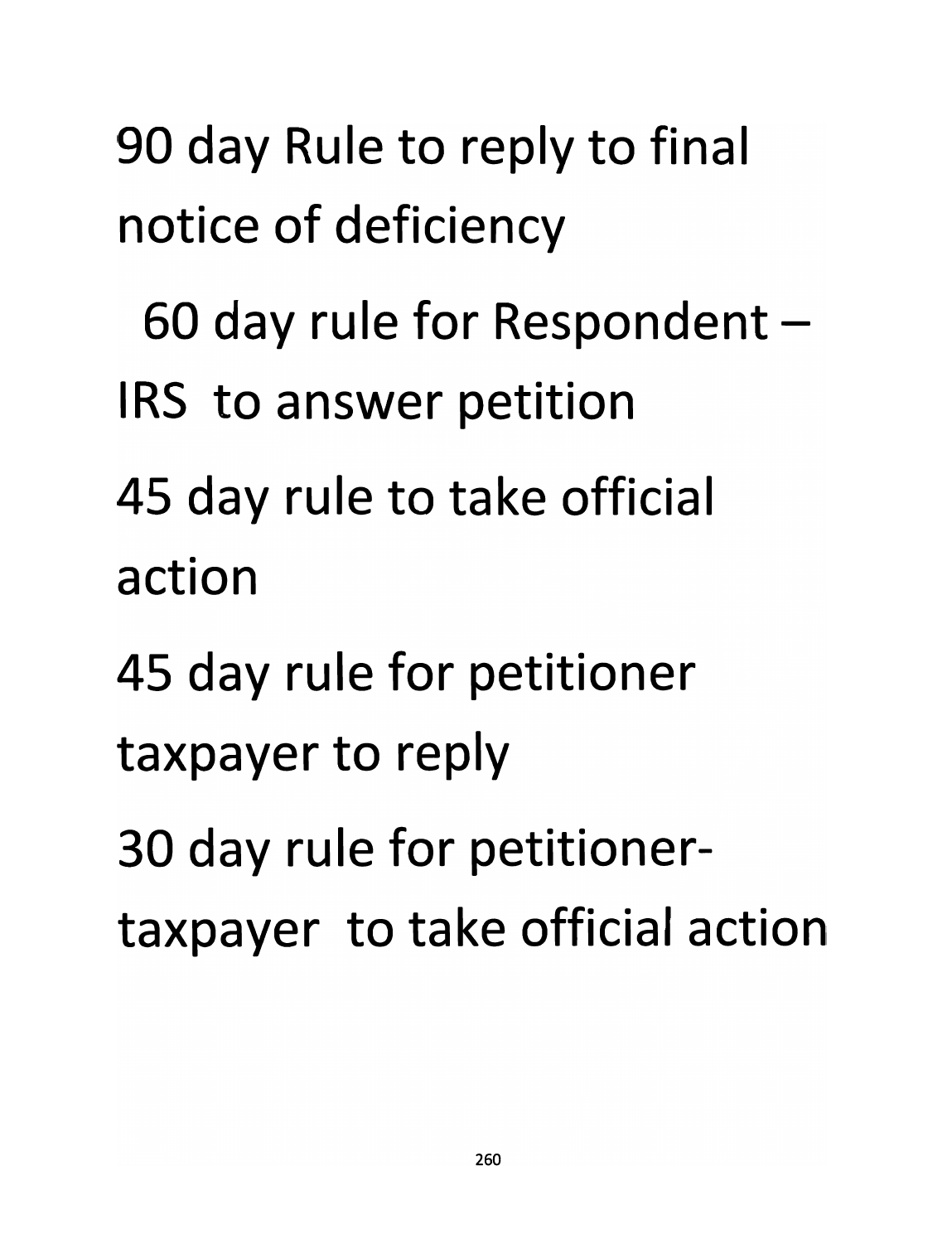90 day Rule to reply to final notice of deficiency

60 day rule for Respondent – IRS to answer petition

45 day rule to take official action

45 day rule for petitioner taxpayer to reply

30 day rule for petitioner-taxpayer to take official action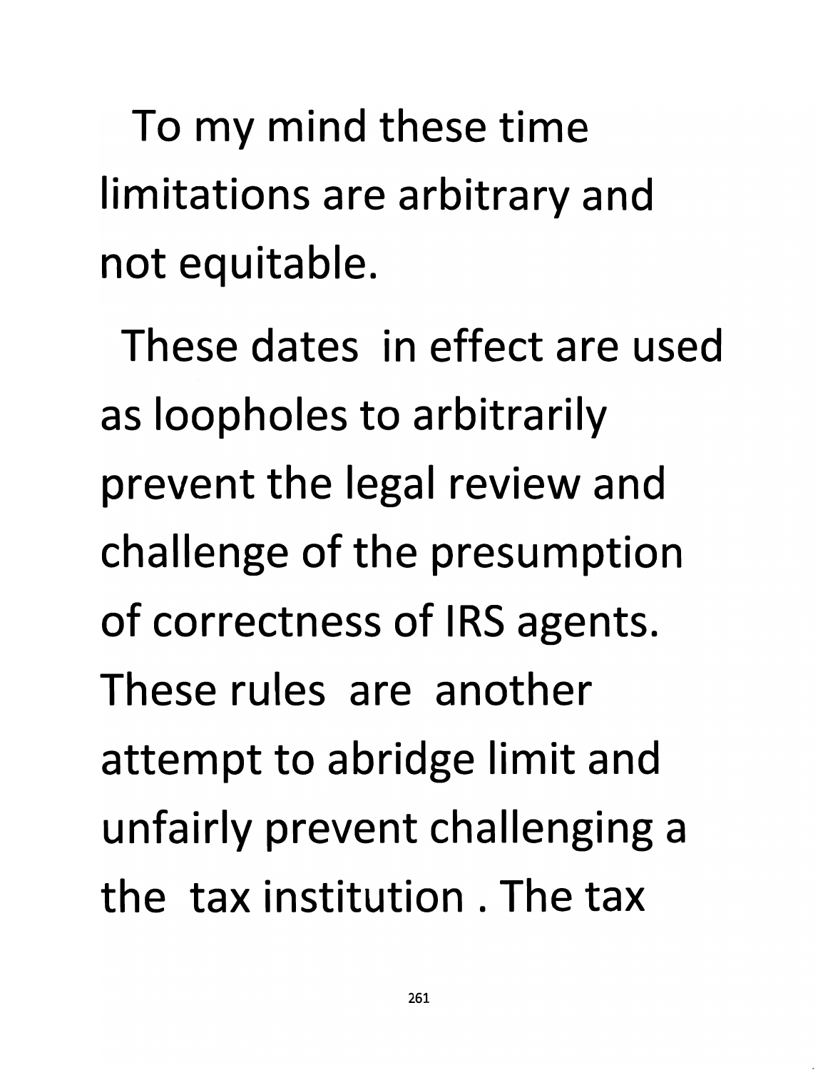To my mind these time limitations are arbitrary and not equitable.

These dates in effect are used as loopholes to arbitrarily prevent the legal review and challenge of the presumption of correctness of IRS agents. These rules are another attempt to abridge limit and unfairly prevent challenging a the tax institution . The tax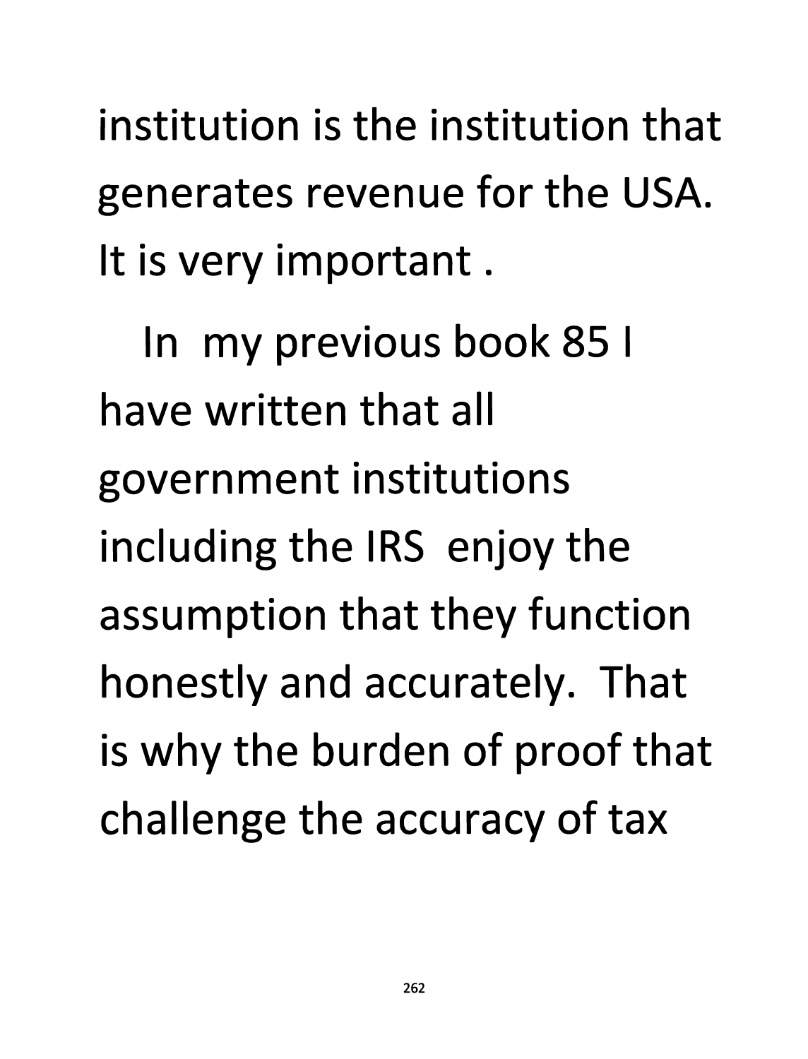institution is the institution that generates revenue for the USA. It is very important .

In my previous book 85 I have written that all government institutions including the IRS enjoy the assumption that they function honestly and accurately. That is why the burden of proof that challenge the accuracy of tax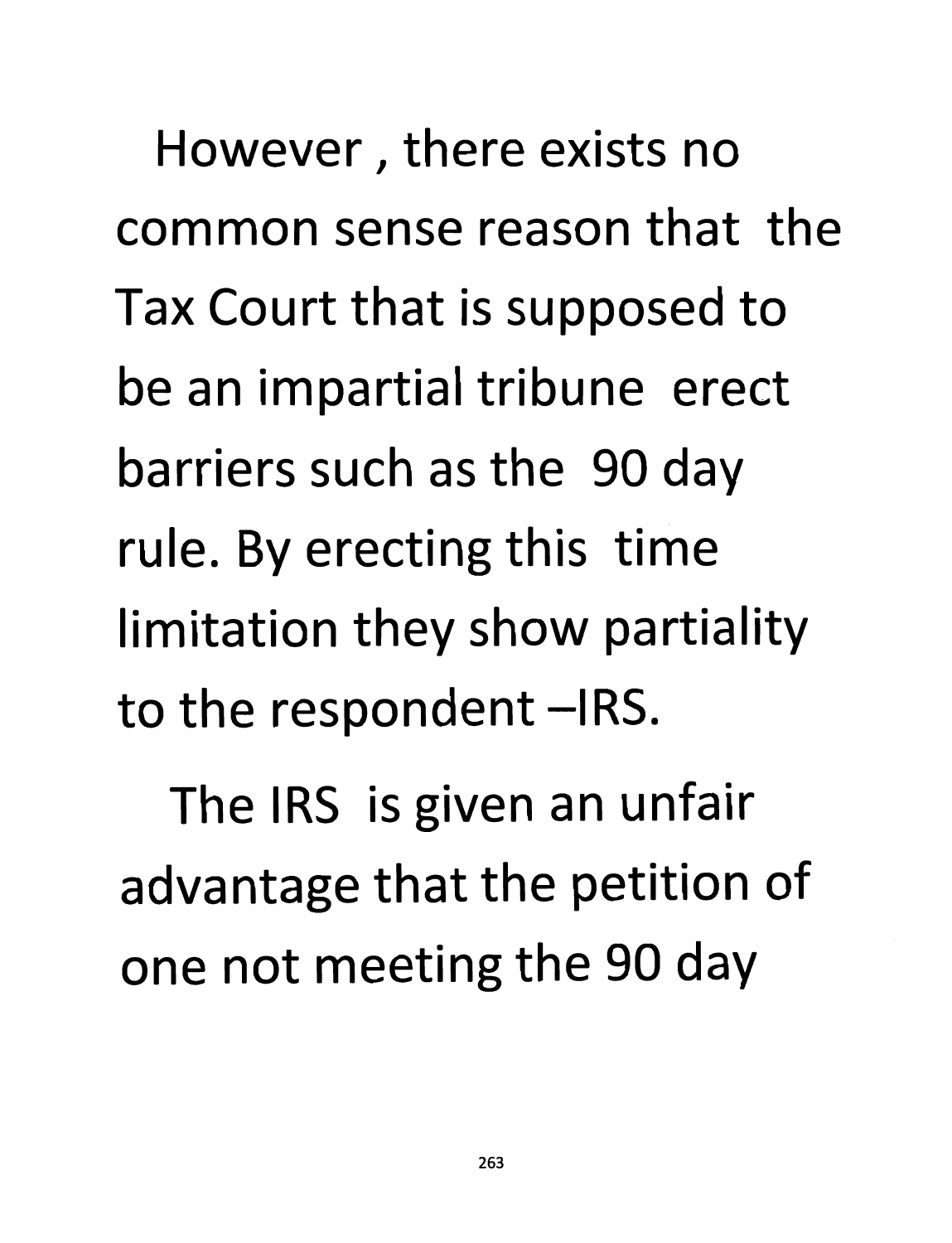However , there exists no common sense reason that the Tax Court that is supposed to be an impartial tribune erect barriers such as the 90 day rule. By erecting this time limitation they show partiality to the respondent –IRS.

The IRS is given an unfair advantage that the petition of one not meeting the 90 day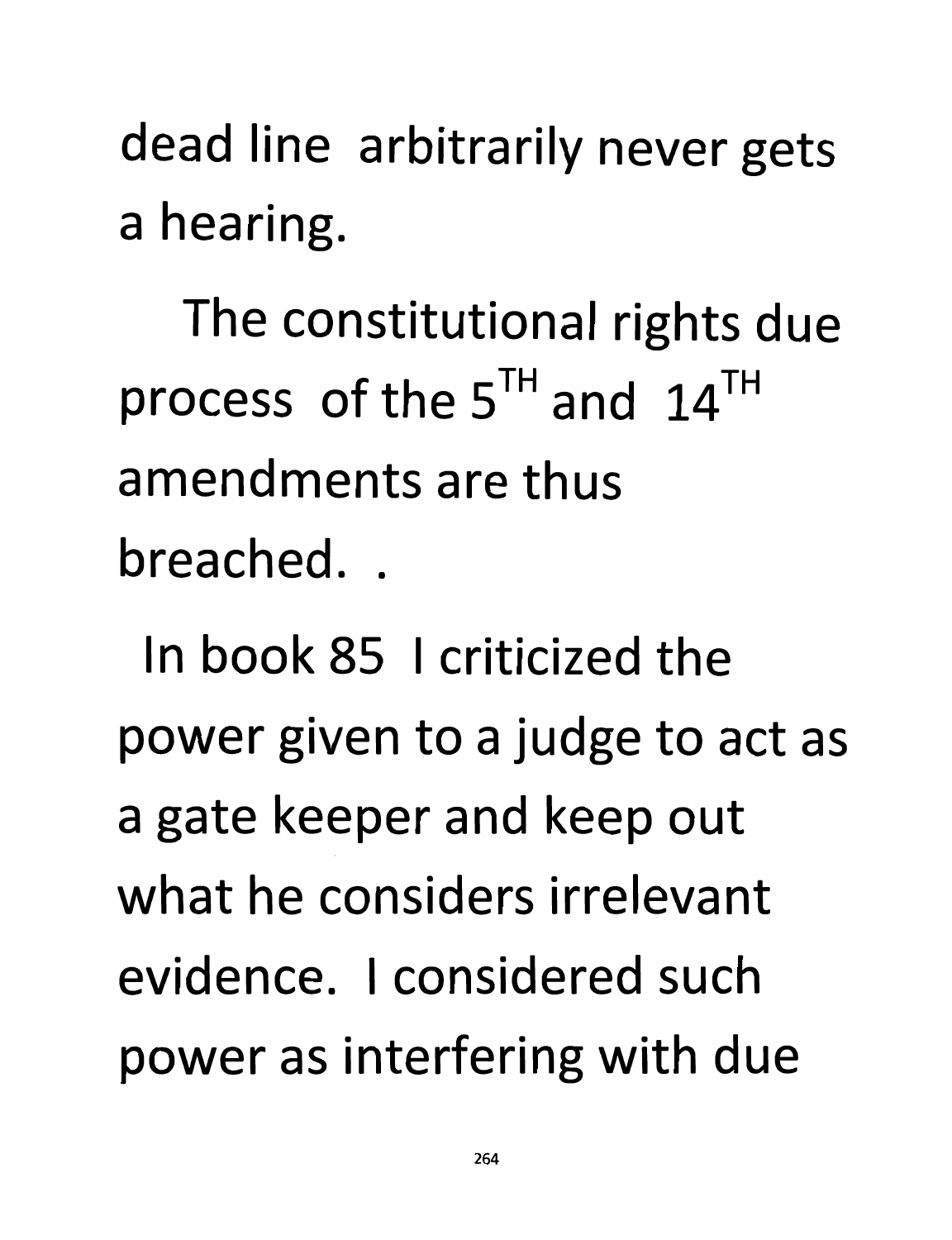dead line arbitrarily never gets a hearing.

The constitutional rights due process of the 5TH and 14TH amendments are thus breached. .

In book 85 I criticized the power given to a judge to act as a gate keeper and keep out what he considers irrelevant evidence. I considered such power as interfering with due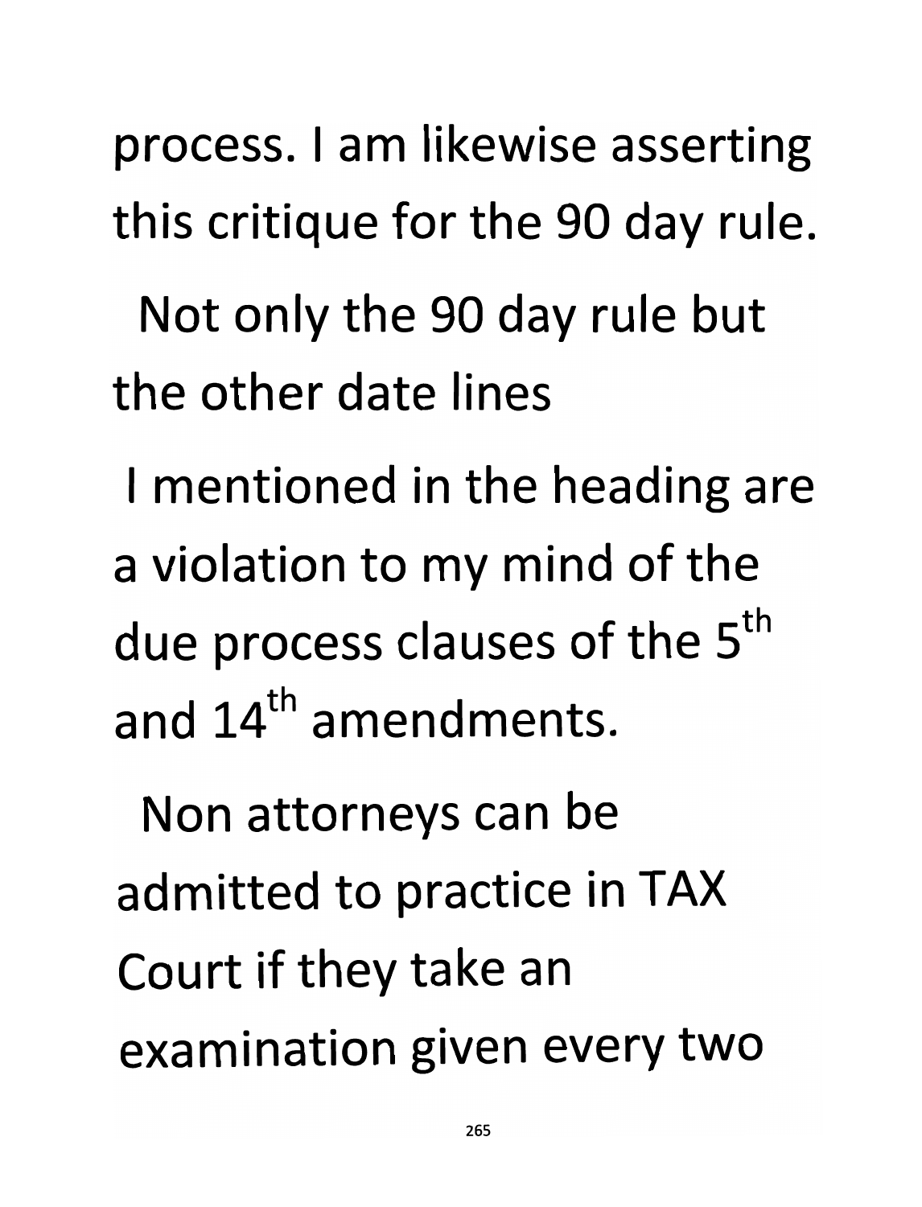process. I am likewise asserting this critique for the 90 day rule.

Not only the 90 day rule but the other date lines I mentioned in the heading are a violation to my mind of the due process clauses of the 5th and 14th amendments.

Non attorneys can be admitted to practice in TAX Court if they take an examination given every two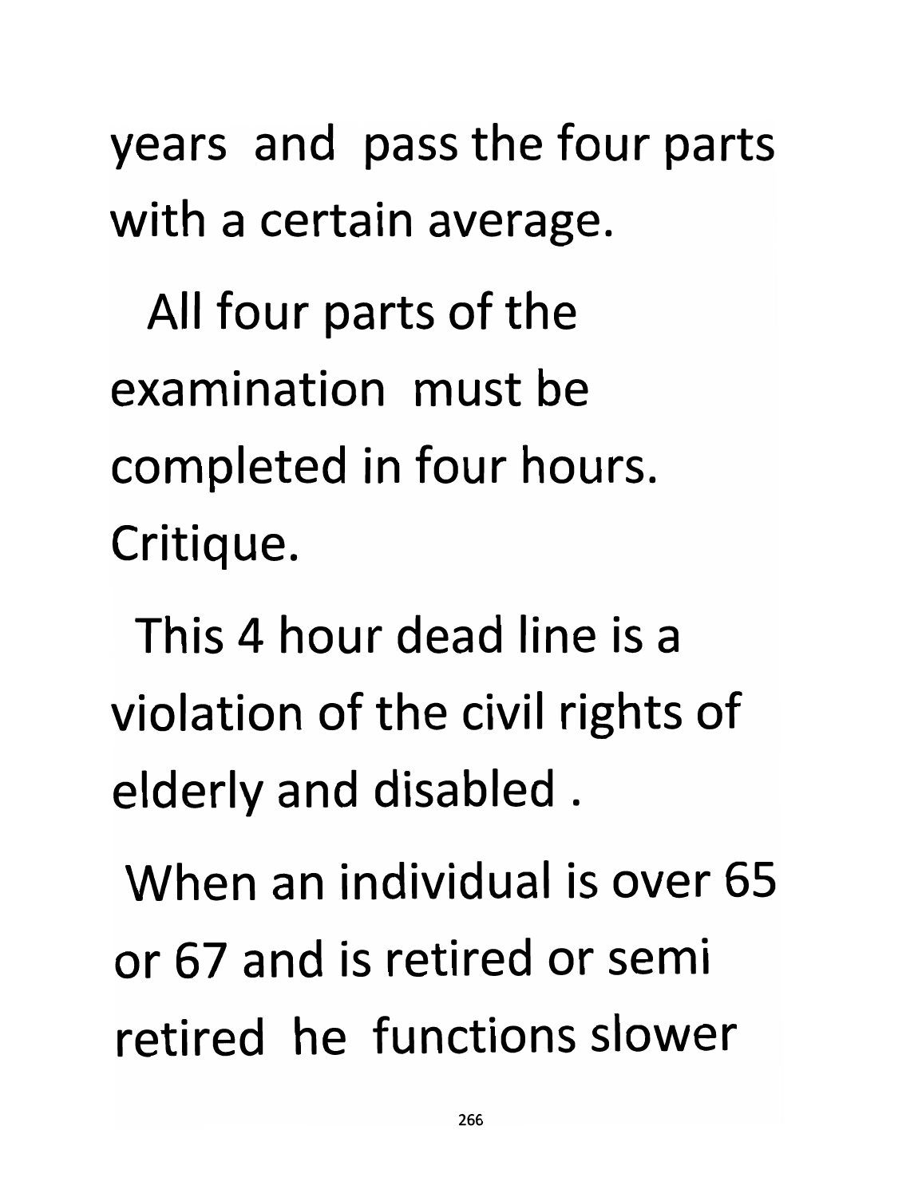years and pass the four parts with a certain average.

All four parts of the examination must be completed in four hours.

Critique.

This 4 hour dead line is a violation of the civil rights of elderly and disabled .

When an individual is over 65 or 67 and is retired or semi retired he functions slower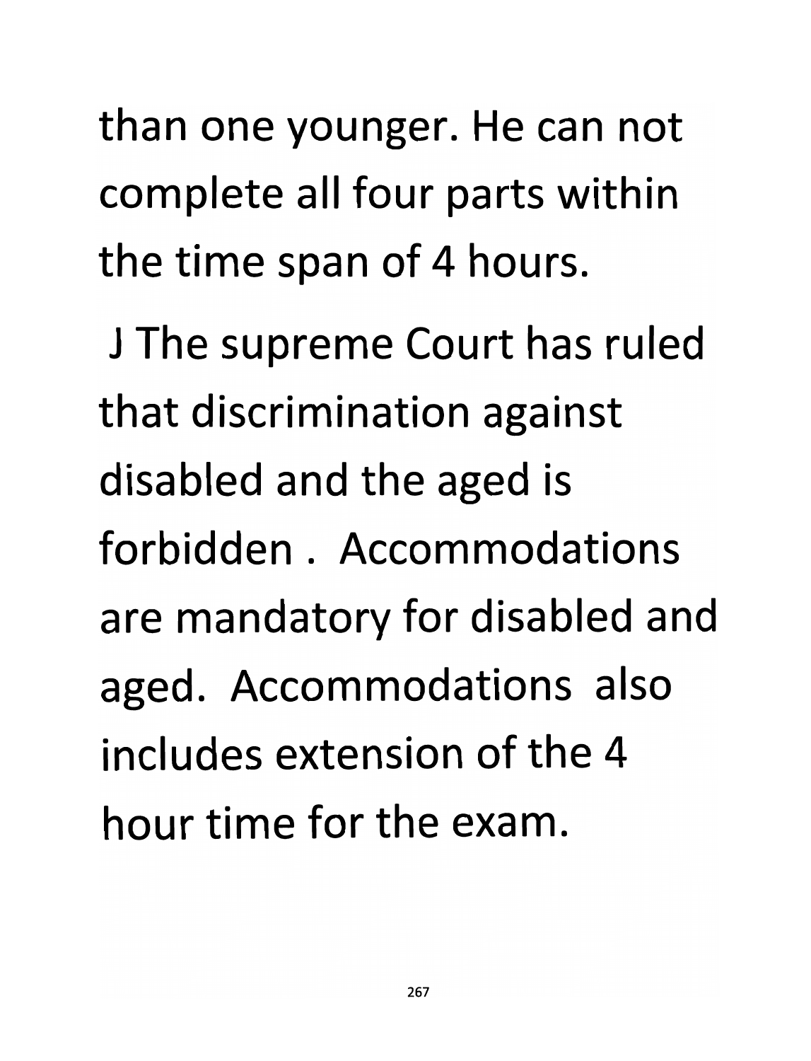than one younger. He can not complete all four parts within the time span of 4 hours.

J The supreme Court has ruled that discrimination against disabled and the aged is forbidden . Accommodations are mandatory for disabled and aged. Accommodations also includes extension of the 4 hour time for the exam.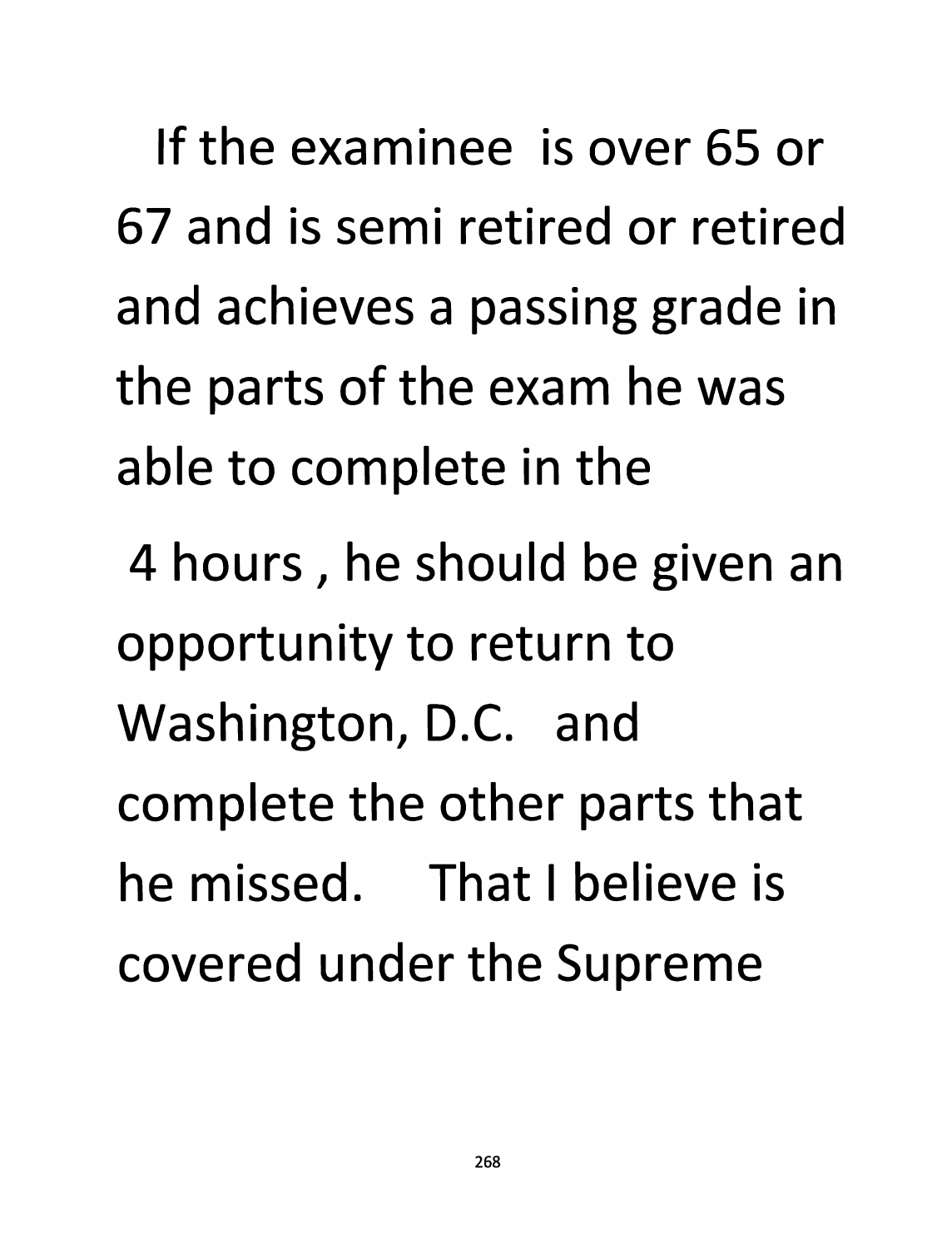If the examinee is over 65 or 67 and is semi retired or retired and achieves a passing grade in the parts of the exam he was able to complete in the 4 hours , he should be given an opportunity to return to Washington, D.C. and complete the other parts that he missed. That I believe is covered under the Supreme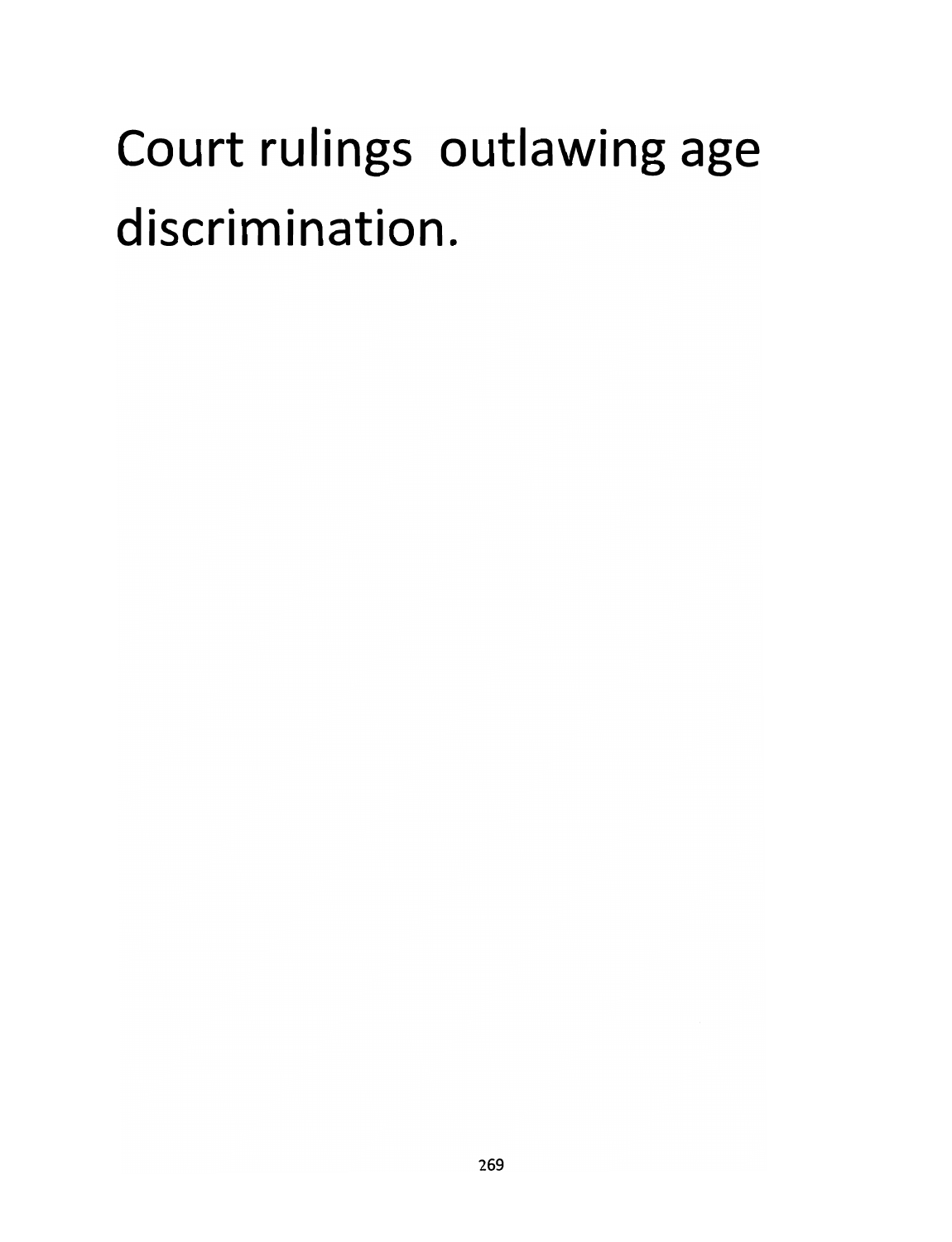# Court rulings outlawing age discrimination.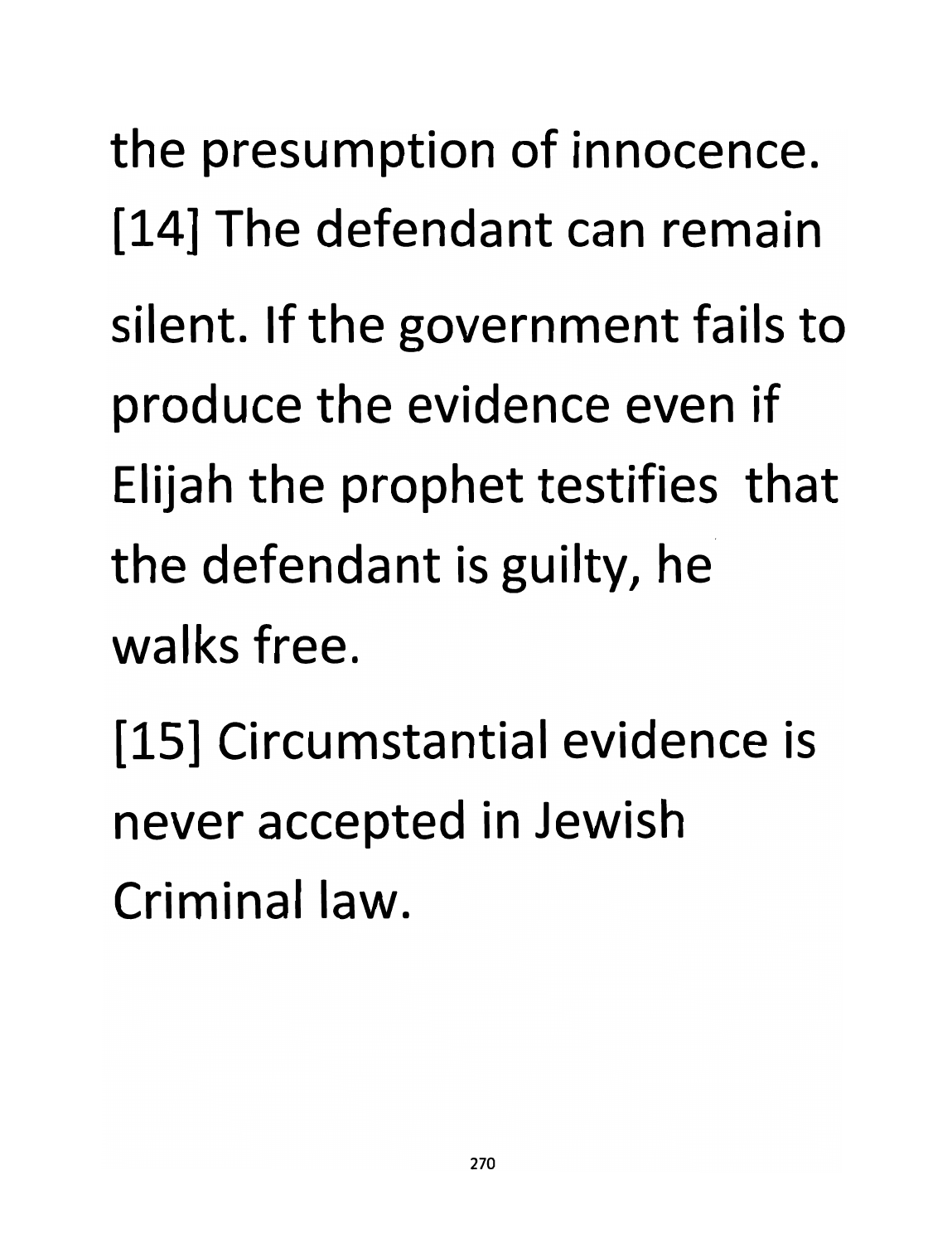the presumption of innocence. [14] The defendant can remain silent. If the government fails to produce the evidence even if Elijah the prophet testifies that the defendant is guilty, he walks free.

[15] Circumstantial evidence is never accepted in Jewish Criminal law.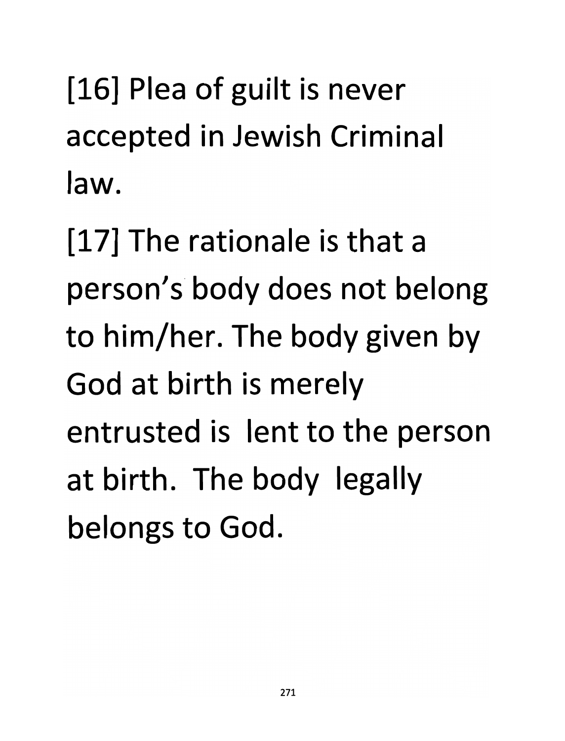[16] Plea of guilt is never accepted in Jewish Criminal law.

[17] The rationale is that a person's body does not belong to him/her. The body given by God at birth is merely entrusted is  lent to the person at birth.  The body  legally belongs to God.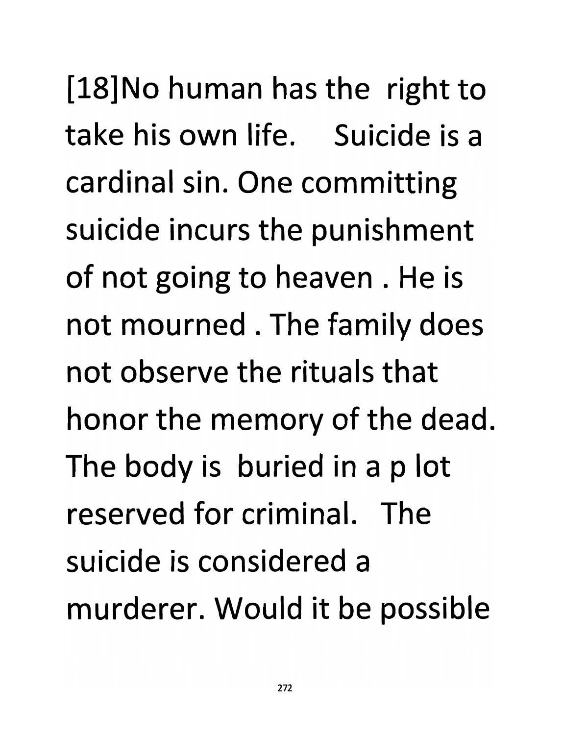[18]No human has the right to take his own life. Suicide is a cardinal sin. One committing suicide incurs the punishment of not going to heaven . He is not mourned . The family does not observe the rituals that honor the memory of the dead. The body is buried in a p lot reserved for criminal. The suicide is considered a murderer. Would it be possible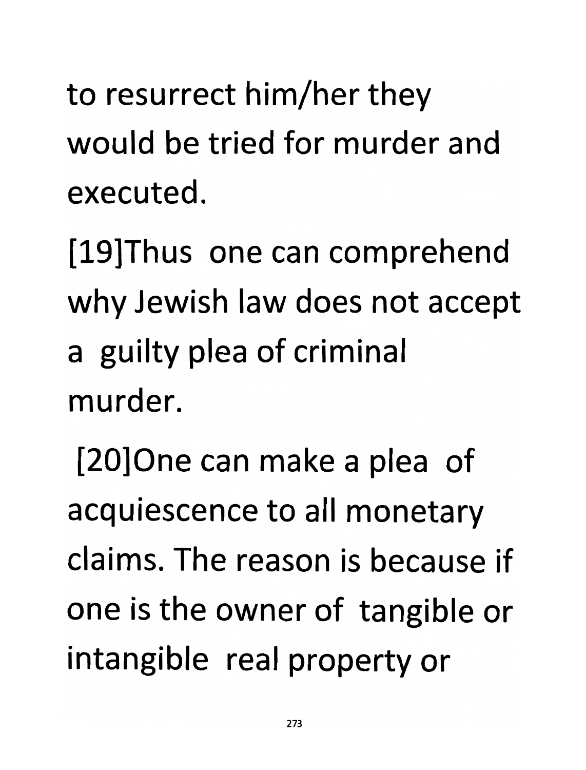to resurrect him/her they would be tried for murder and executed.

[19]Thus one can comprehend why Jewish law does not accept a guilty plea of criminal murder.

[20]One can make a plea of acquiescence to all monetary claims. The reason is because if one is the owner of tangible or intangible real property or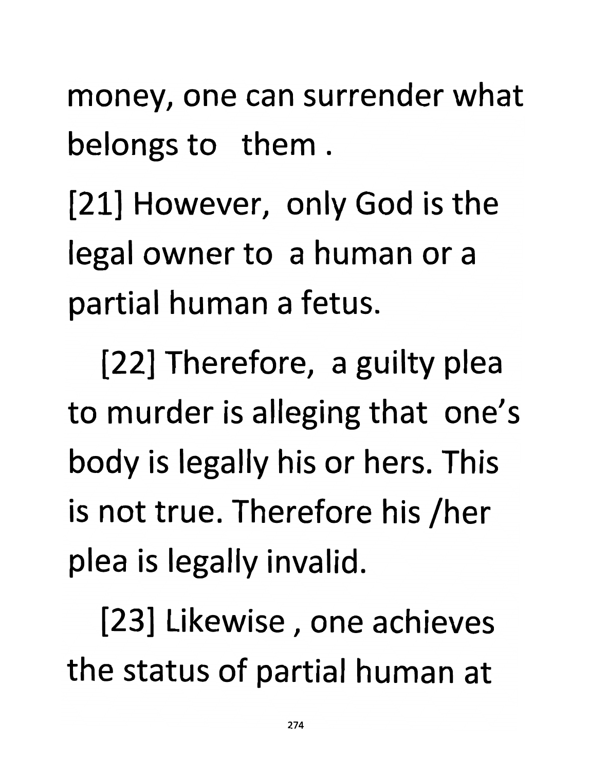money, one can surrender what belongs to them .

[21] However, only God is the legal owner to a human or a partial human a fetus.

[22] Therefore, a guilty plea to murder is alleging that one's body is legally his or hers. This is not true. Therefore his /her plea is legally invalid.

[23] Likewise , one achieves the status of partial human at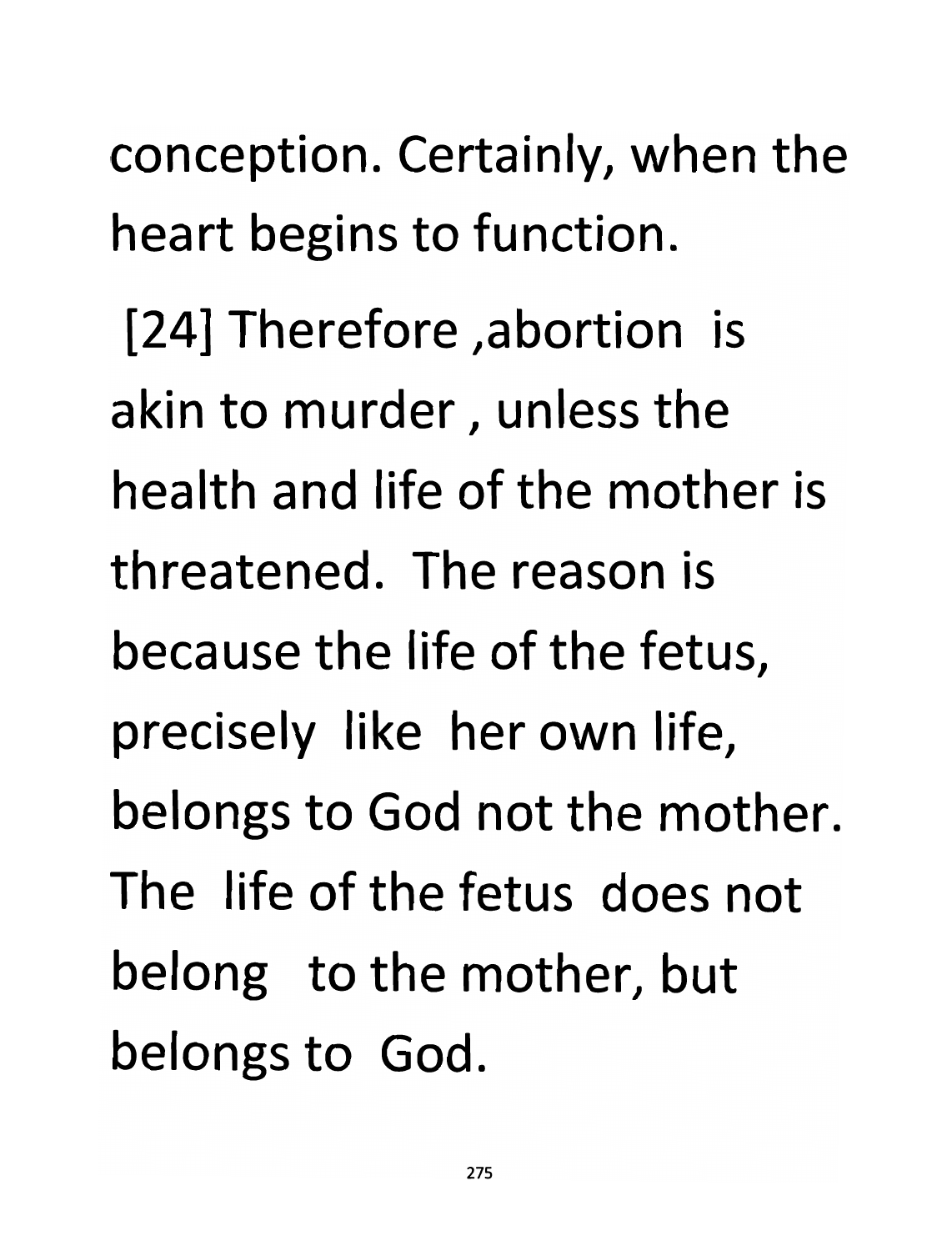conception. Certainly, when the heart begins to function.

[24] Therefore ,abortion is akin to murder , unless the health and life of the mother is threatened. The reason is because the life of the fetus, precisely like her own life, belongs to God not the mother. The life of the fetus does not belong to the mother, but belongs to God.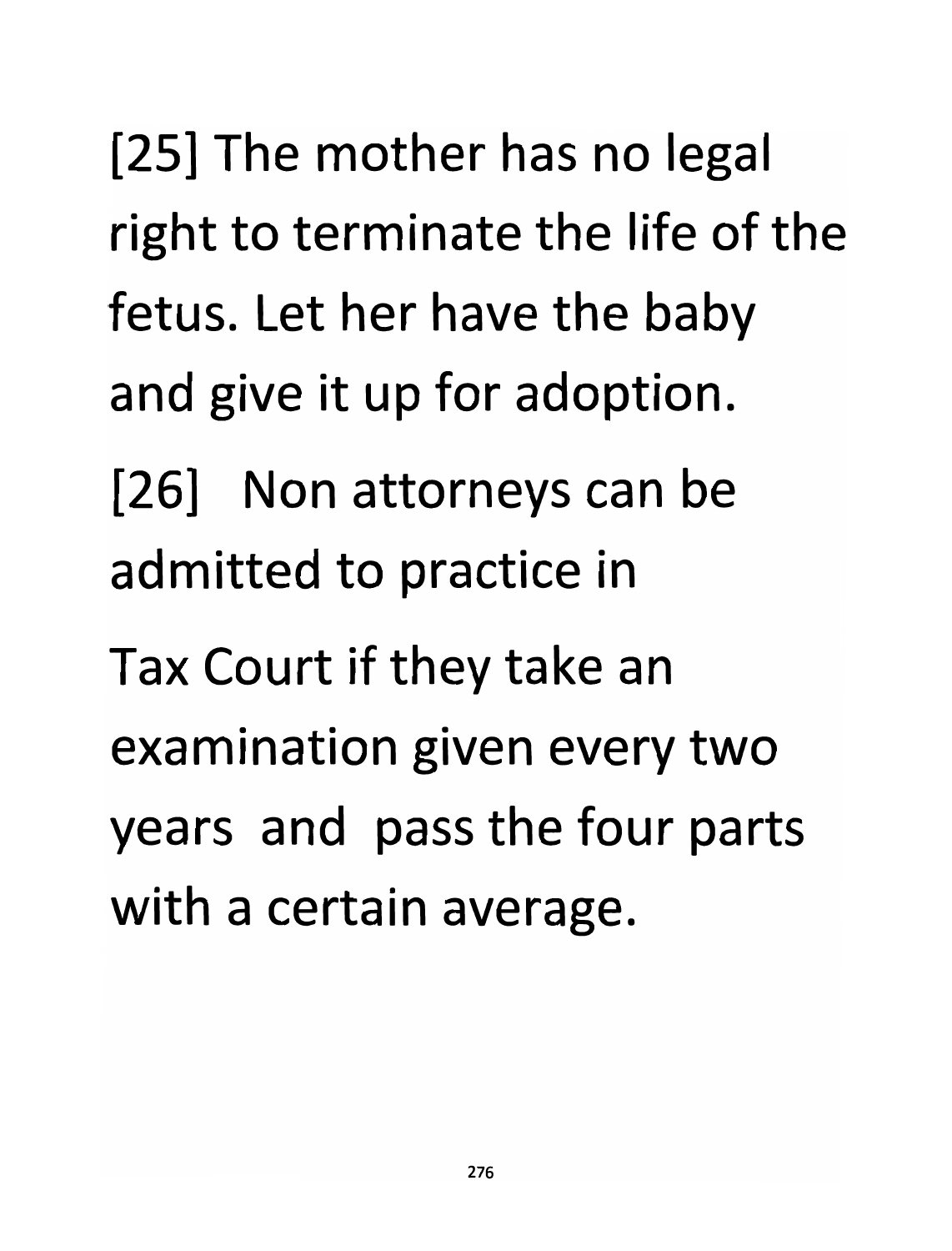[25] The mother has no legal right to terminate the life of the fetus. Let her have the baby and give it up for adoption.

[26] Non attorneys can be admitted to practice in Tax Court if they take an examination given every two years and pass the four parts with a certain average.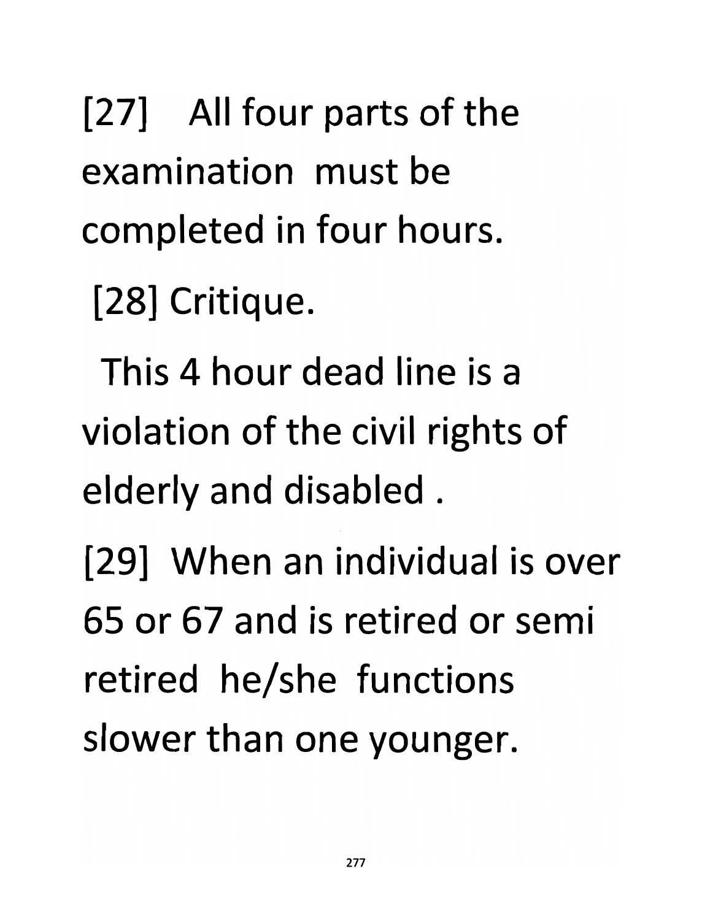[27] All four parts of the examination must be completed in four hours.

[28] Critique.

This 4 hour dead line is a violation of the civil rights of elderly and disabled .

[29] When an individual is over 65 or 67 and is retired or semi retired he/she functions slower than one younger.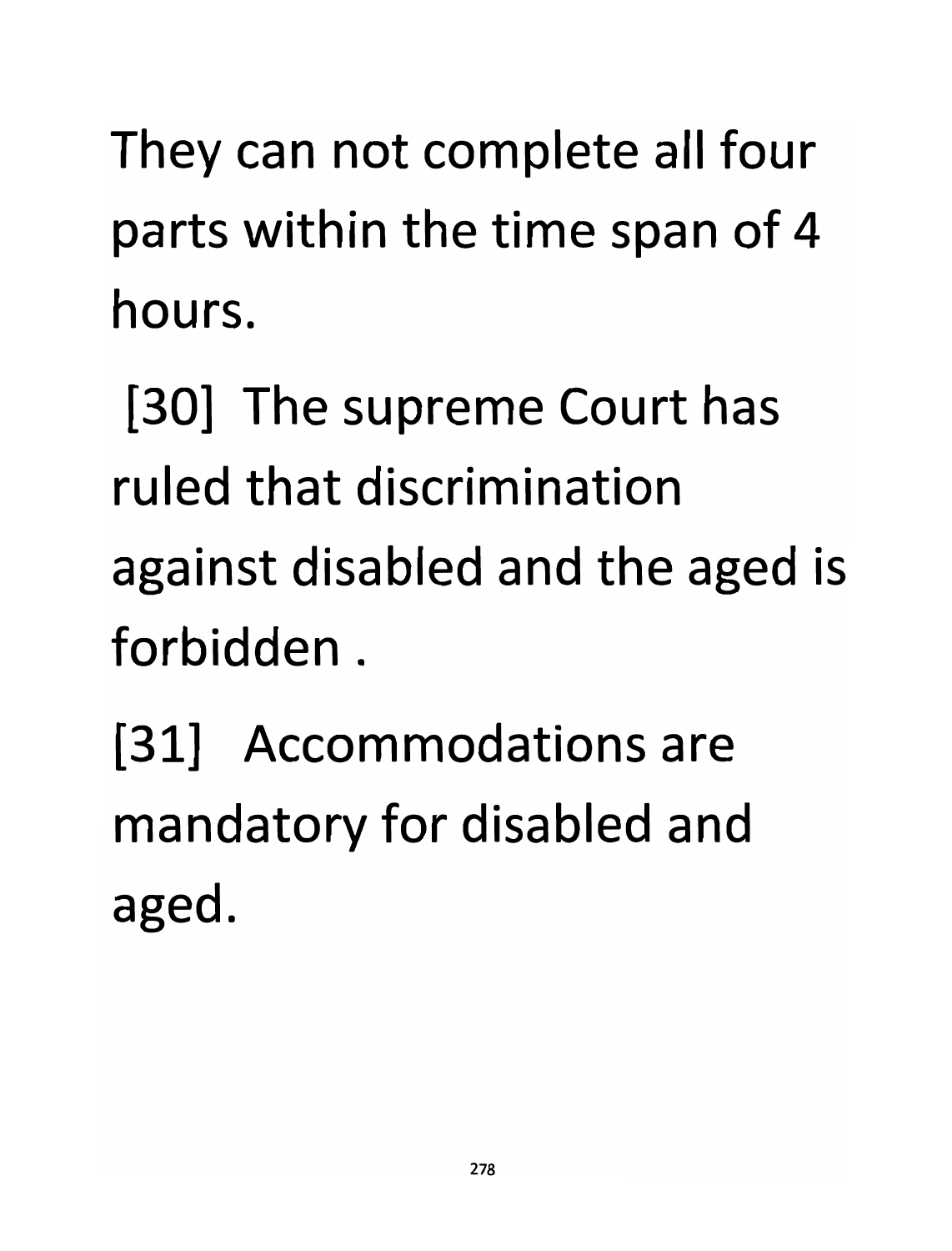They can not complete all four parts within the time span of 4 hours.

[30] The supreme Court has ruled that discrimination against disabled and the aged is forbidden .

[31] Accommodations are mandatory for disabled and aged.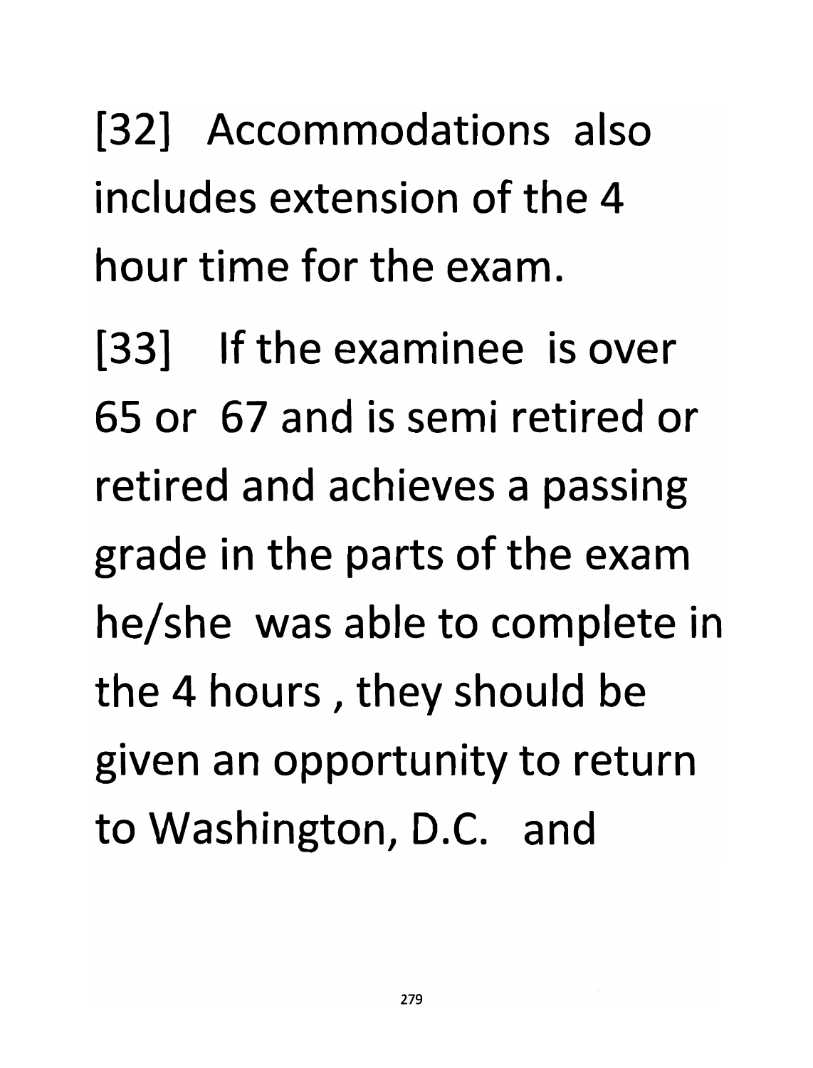[32] Accommodations also includes extension of the 4 hour time for the exam.

[33] If the examinee is over 65 or 67 and is semi retired or retired and achieves a passing grade in the parts of the exam he/she was able to complete in the 4 hours , they should be given an opportunity to return to Washington, D.C. and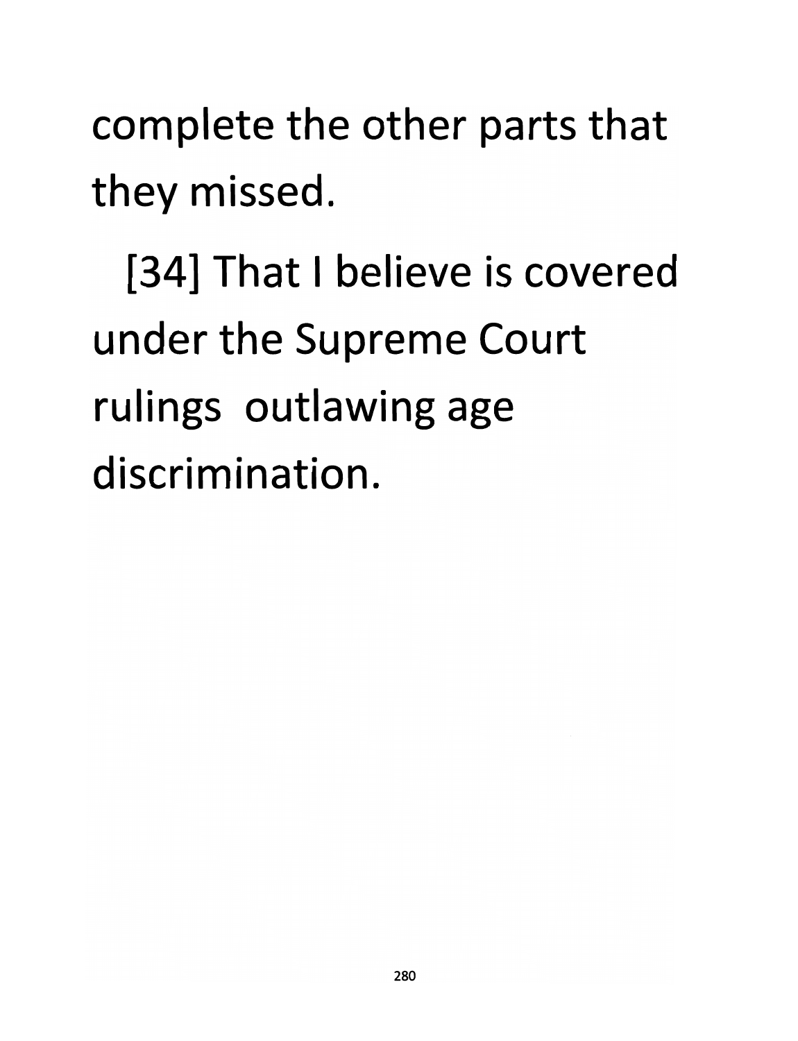complete the other parts that they missed.

[34] That I believe is covered under the Supreme Court rulings outlawing age discrimination.